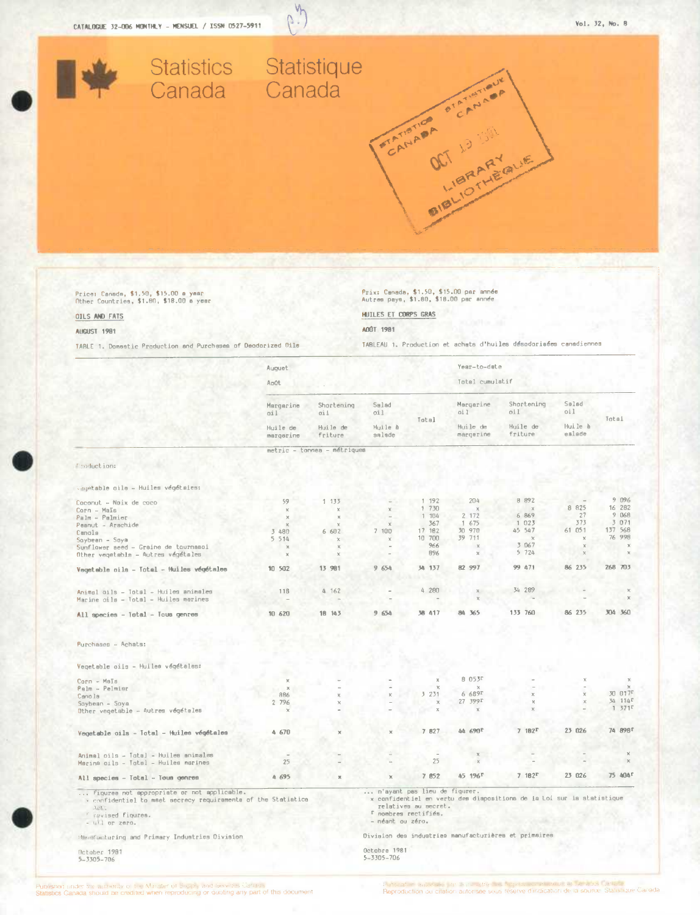CATALOGUE 32-006 MONTHLY - MENSUEL / ISSN 0527-5911

Vol. 32, No. 8

Statistics Canada / Statistique Canada

Price: Canada, $1.50, $15.00 a year
Other Countries, $1.80, $18.00 a year

Prix: Canada, $1.50, $15.00 par année
Autres pays, $1.80, $18.00 par année

## OILS AND FATS / HUILES ET CORPS GRAS

AUGUST 1981 / AOÛT 1981

TABLE 1. Domestic Production and Purchases of Deodorized Oils

TABLEAU 1. Production et achats d'huiles désodorisées canadiennes

| | August - Août | | | | Year-to-date - Total cumulatif | | | |
|---|---|---|---|---|---|---|---|---|
| | Margarine oil - Huile de margarine | Shortening oil - Huile de friture | Salad oil - Huile à salade | Total | Margarine oil - Huile de margarine | Shortening oil - Huile de friture | Salad oil - Huile à salade | Total |
| | metric - tonnes - métriques | | | | | | | |
| **Production:** | | | | | | | | |
| Vegetable oils - Huiles végétales: | | | | | | | | |
| Coconut - Noix de coco | 59 | 1 133 | – | 1 192 | 204 | 8 892 | – | 9 096 |
| Corn - Maïs | x | x | x | 1 730 | x | x | 8 825 | 16 282 |
| Palm - Palmier | x | x | – | 1 104 | 2 172 | 6 869 | 27 | 9 068 |
| Peanut - Arachide | x | x | x | 367 | 1 675 | 1 023 | 373 | 3 071 |
| Canola | 3 480 | 6 602 | 7 100 | 17 182 | 30 970 | 45 547 | 61 051 | 137 568 |
| Soybean - Soya | 5 514 | x | x | 10 700 | 39 711 | x | x | 76 998 |
| Sunflower seed - Graine de tournesol | x | x | – | 966 | x | 3 067 | x | x |
| Other vegetable - Autres végétales | x | x | – | 896 | x | 5 724 | x | x |
| **Vegetable oils - Total - Huiles végétales** | 10 502 | 13 981 | 9 654 | 34 137 | 82 997 | 99 471 | 86 235 | 268 703 |
| Animal oils - Total - Huiles animales | 118 | 4 162 | – | 4 280 | x | 34 289 | – | x |
| Marine oils - Total - Huiles marines | – | – | – | – | x | – | – | x |
| **All species - Total - Tous genres** | 10 620 | 18 143 | 9 654 | 38 417 | 84 365 | 133 760 | 86 235 | 304 360 |
| **Purchases - Achats:** | | | | | | | | |
| Vegetable oils - Huiles végétales: | | | | | | | | |
| Corn - Maïs | x | – | – | x | 8 053r | – | x | x |
| Palm - Palmier | x | – | – | x | x | – | – | x |
| Canola | 886 | x | x | 3 231 | 6 689r | x | x | 30 017r |
| Soybean - Soya | 2 796 | x | – | x | 27 399r | x | x | 34 114r |
| Other vegetable - Autres végétales | x | – | – | x | x | x | – | 1 371r |
| **Vegetable oils - Total - Huiles végétales** | 4 670 | x | x | 7 827 | 44 690r | 7 182r | 23 026 | 74 898r |
| Animal oils - Total - Huiles animales | – | – | – | – | x | – | – | x |
| Marine oils - Total - Huiles marines | 25 | – | – | 25 | x | – | – | x |
| **All species - Total - Tous genres** | 4 695 | x | x | 7 852 | 45 196r | 7 182r | 23 026 | 75 404r |

... figures not appropriate or not applicable.
x confidential to meet secrecy requirements of the Statistics Act.
r revised figures.
– nil or zero.

... n'ayant pas lieu de figurer.
x confidentiel en vertu des dispositions de la Loi sur la statistique relatives au secret.
r nombres rectifiés.
– néant ou zéro.

Manufacturing and Primary Industries Division

Division des industries manufacturières et primaires

October 1981
5-3305-706

Octobre 1981
5-3305-706

Published under the authority of the Minister of Supply and Services Canada
Statistics Canada should be credited when reproducing or quoting any part of this document

Publication autorisée par le ministre des Approvisionnements et Services Canada
Reproduction ou citation autorisée sous réserve d'indication de la source: Statistique Canada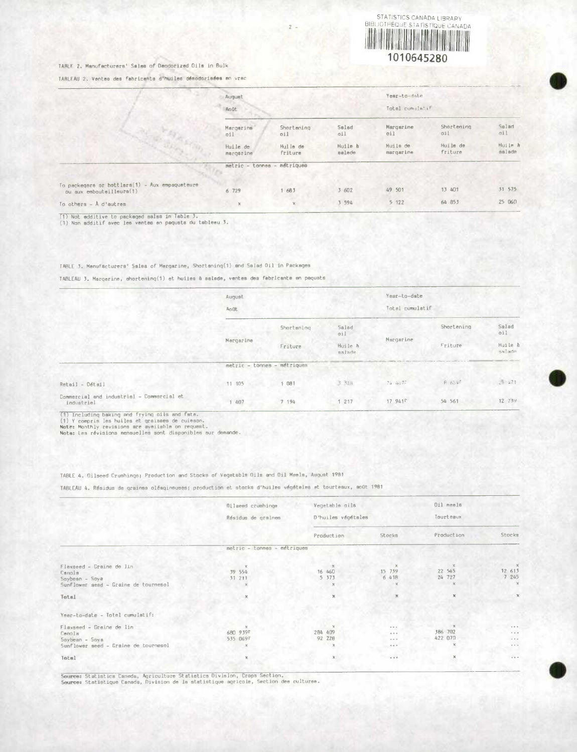TABLE 2. Manufacturers' Sales of Deodorized Oils in Bulk

TABLEAU 2. Ventes des fabricants d'huiles désodorisées en vrac

| | August | | | Year-to-date | | |
|---|---|---|---|---|---|---|
| | Août | | | Total cumulatif | | |
| | Margarine oil | Shortening oil | Salad oil | Margarine oil | Shortening oil | Salad oil |
| | Huile de margarine | Huile de friture | Huile à salade | Huile de margarine | Huile de friture | Huile à salade |
| | metric - tonnes - métriques | | | | | |
| To packagers or bottlers(1) - Aux empaqueteurs ou aux embouteilleurs(1) | 6 729 | 1 683 | 3 602 | 49 501 | 13 401 | 31 575 |
| To others - À d'autres | x | x | 3 594 | 5 122 | 64 853 | 25 060 |

(1) Not additive to packaged sales in Table 3.
(1) Non additif avec les ventes en paquets du tableau 3.

TABLE 3. Manufacturers' Sales of Margarine, Shortening(1) and Salad Oil in Packages

TABLEAU 3. Margarine, shortening(1) et huiles à salade, ventes des fabricants en paquets

| | August | | | Year-to-date | | |
|---|---|---|---|---|---|---|
| | Août | | | Total cumulatif | | |
| | Margarine | Shortening | Salad oil | Margarine | Shortening | Salad oil |
| | | Friture | Huile à salade | | Friture | Huile à salade |
| | metric - tonnes - métriques | | | | | |
| Retail - Détail | 11 105 | 1 081 | 3 318 | 74 467r | 8 654r | 25 471 |
| Commercial and industrial - Commercial et industriel | 1 407 | 7 194 | 1 217 | 17 941r | 54 561 | 12 739 |

(1) Including baking and frying oils and fats.
(1) Y compris les huiles et graisses de cuisson.
**Note:** Monthly revisions are available on request.
**Nota:** Les révisions mensuelles sont disponibles sur demande.

TABLE 4. Oilseed Crushings; Production and Stocks of Vegetable Oils and Oil Meals, August 1981

TABLEAU 4. Résidus de graines oléagineuses; production et stocks d'huiles végétales et tourteaux, août 1981

| | Oilseed crushings | Vegetable oils | | Oil meals | |
|---|---|---|---|---|---|
| | Résidus de graines | D'huiles végétales | | Tourteaux | |
| | | Production | Stocks | Production | Stocks |
| | metric - tonnes - métriques | | | | |
| Flaxseed - Graine de lin | x | x | x | x | x |
| Canola | 39 554 | 16 460 | 15 739 | 22 545 | 12 613 |
| Soybean - Soya | 31 211 | 5 373 | 6 418 | 24 727 | 7 245 |
| Sunflower seed - Graine de tournesol | x | x | x | x | x |
| **Total** | x | x | x | x | x |
| Year-to-date - Total cumulatif: | | | | | |
| Flaxseed - Graine de lin | x | x | ... | x | ... |
| Canola | 680 939r | 284 409 | ... | 386 702 | ... |
| Soybean - Soya | 535 069r | 92 228 | ... | 422 070 | ... |
| Sunflower seed - Graine de tournesol | x | x | ... | x | ... |
| **Total** | x | x | ... | x | ... |

**Source:** Statistics Canada, Agriculture Statistics Division, Crops Section.
**Source:** Statistique Canada, Division de la statistique agricole, Section des cultures.